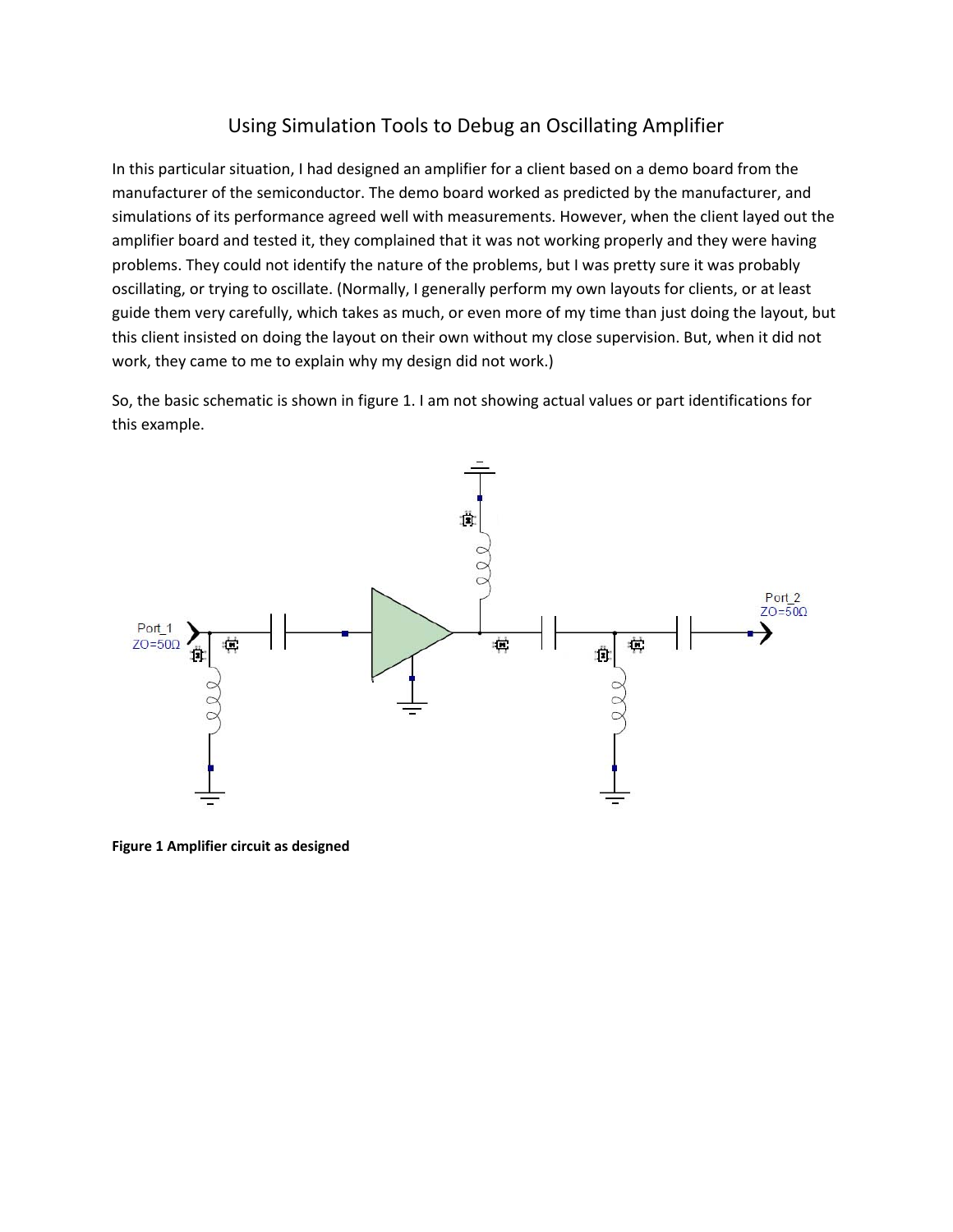# Using Simulation Tools to Debug an Oscillating Amplifier

In this particular situation, I had designed an amplifier for a client based on a demo board from the manufacturer of the semiconductor. The demo board worked as predicted by the manufacturer, and simulations of its performance agreed well with measurements. However, when the client layed out the amplifier board and tested it, they complained that it was not working properly and they were having problems. They could not identify the nature of the problems, but I was pretty sure it was probably oscillating, or trying to oscillate. (Normally, I generally perform my own layouts for clients, or at least guide them very carefully, which takes as much, or even more of my time than just doing the layout, but this client insisted on doing the layout on their own without my close supervision. But, when it did not work, they came to me to explain why my design did not work.)

So, the basic schematic is shown in figure 1. I am not showing actual values or part identifications for this example.

Port_1
ZO=50Ω

Port_2
ZO=50Ω

**Figure 1 Amplifier circuit as designed**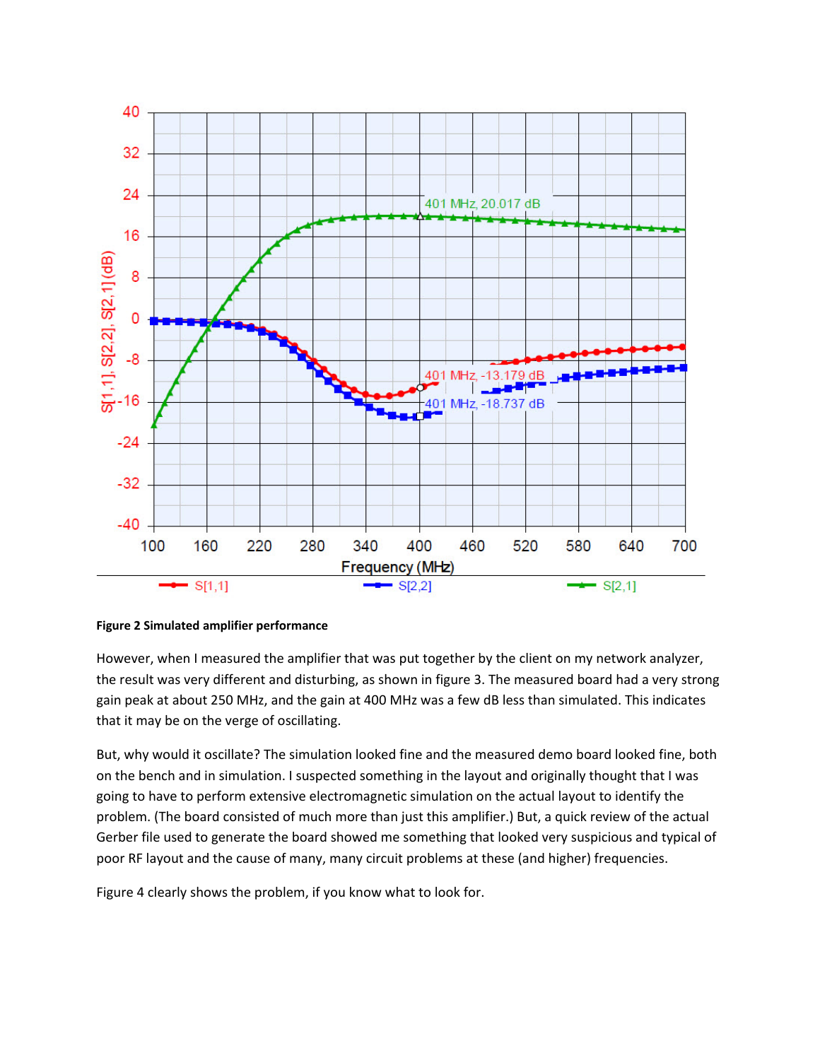**Figure 2 Simulated amplifier performance**

However, when I measured the amplifier that was put together by the client on my network analyzer, the result was very different and disturbing, as shown in figure 3. The measured board had a very strong gain peak at about 250 MHz, and the gain at 400 MHz was a few dB less than simulated. This indicates that it may be on the verge of oscillating.

But, why would it oscillate? The simulation looked fine and the measured demo board looked fine, both on the bench and in simulation. I suspected something in the layout and originally thought that I was going to have to perform extensive electromagnetic simulation on the actual layout to identify the problem. (The board consisted of much more than just this amplifier.) But, a quick review of the actual Gerber file used to generate the board showed me something that looked very suspicious and typical of poor RF layout and the cause of many, many circuit problems at these (and higher) frequencies.

Figure 4 clearly shows the problem, if you know what to look for.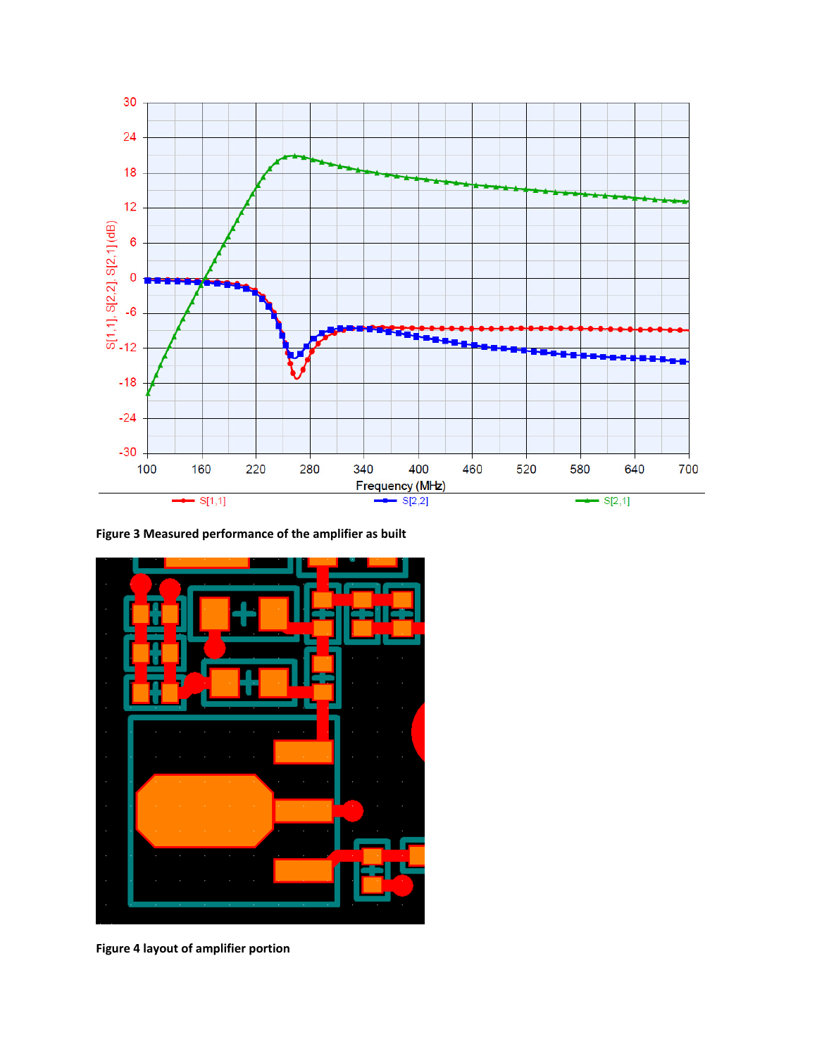**Figure 3 Measured performance of the amplifier as built**

**Figure 4 layout of amplifier portion**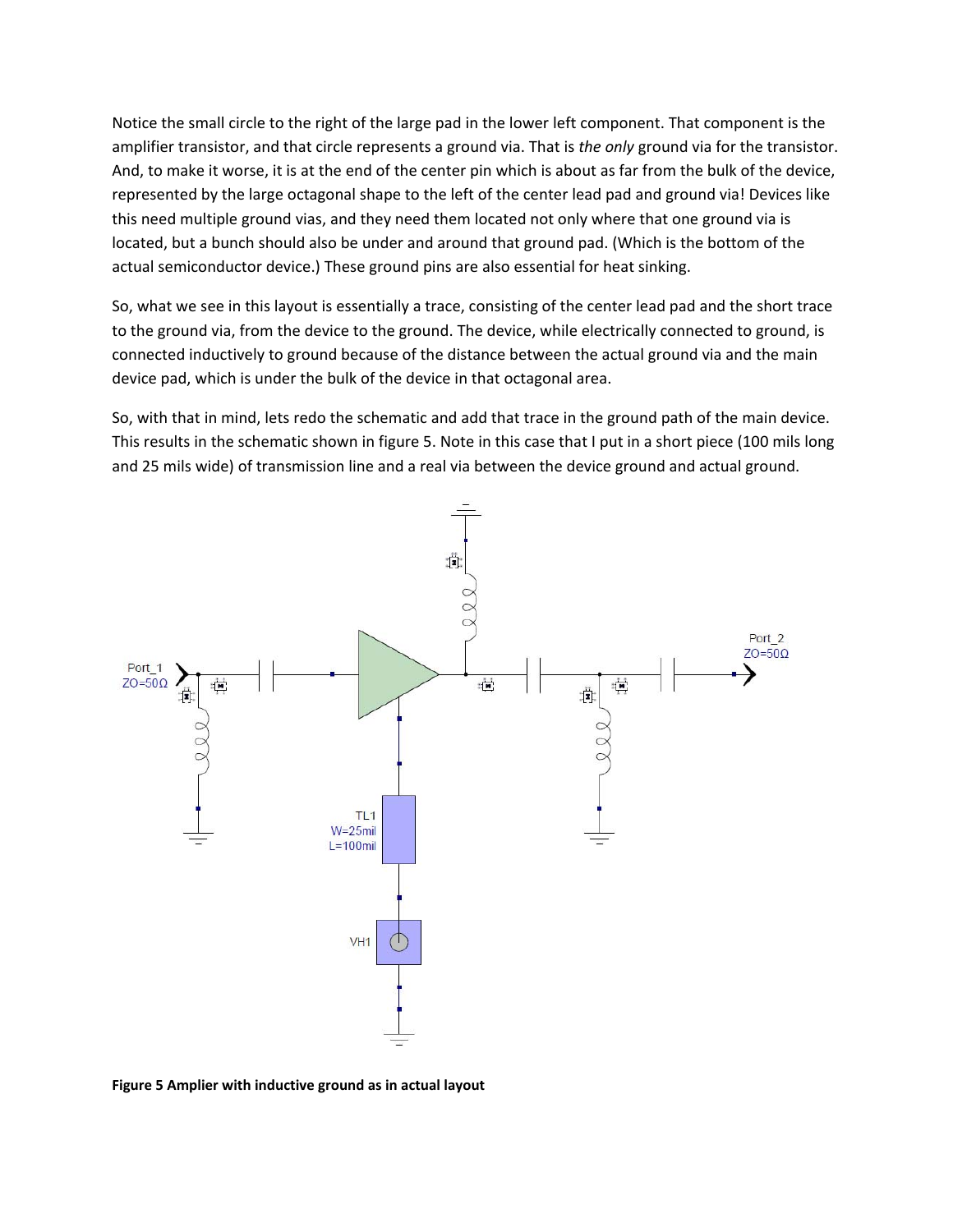Notice the small circle to the right of the large pad in the lower left component. That component is the amplifier transistor, and that circle represents a ground via. That is *the only* ground via for the transistor. And, to make it worse, it is at the end of the center pin which is about as far from the bulk of the device, represented by the large octagonal shape to the left of the center lead pad and ground via! Devices like this need multiple ground vias, and they need them located not only where that one ground via is located, but a bunch should also be under and around that ground pad. (Which is the bottom of the actual semiconductor device.) These ground pins are also essential for heat sinking.

So, what we see in this layout is essentially a trace, consisting of the center lead pad and the short trace to the ground via, from the device to the ground. The device, while electrically connected to ground, is connected inductively to ground because of the distance between the actual ground via and the main device pad, which is under the bulk of the device in that octagonal area.

So, with that in mind, lets redo the schematic and add that trace in the ground path of the main device. This results in the schematic shown in figure 5. Note in this case that I put in a short piece (100 mils long and 25 mils wide) of transmission line and a real via between the device ground and actual ground.

**Figure 5 Amplier with inductive ground as in actual layout**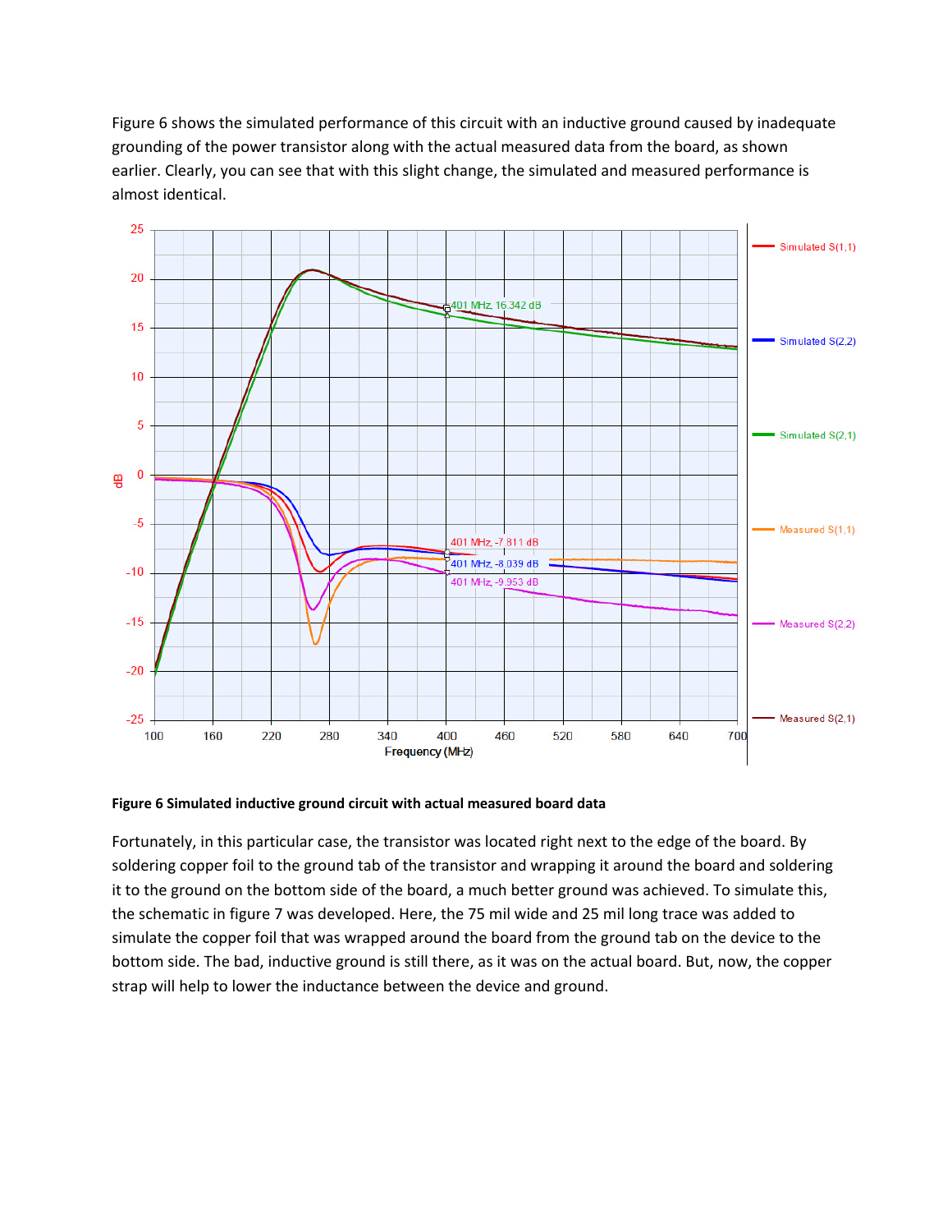Figure 6 shows the simulated performance of this circuit with an inductive ground caused by inadequate grounding of the power transistor along with the actual measured data from the board, as shown earlier. Clearly, you can see that with this slight change, the simulated and measured performance is almost identical.

**Figure 6 Simulated inductive ground circuit with actual measured board data**

Fortunately, in this particular case, the transistor was located right next to the edge of the board. By soldering copper foil to the ground tab of the transistor and wrapping it around the board and soldering it to the ground on the bottom side of the board, a much better ground was achieved. To simulate this, the schematic in figure 7 was developed. Here, the 75 mil wide and 25 mil long trace was added to simulate the copper foil that was wrapped around the board from the ground tab on the device to the bottom side. The bad, inductive ground is still there, as it was on the actual board. But, now, the copper strap will help to lower the inductance between the device and ground.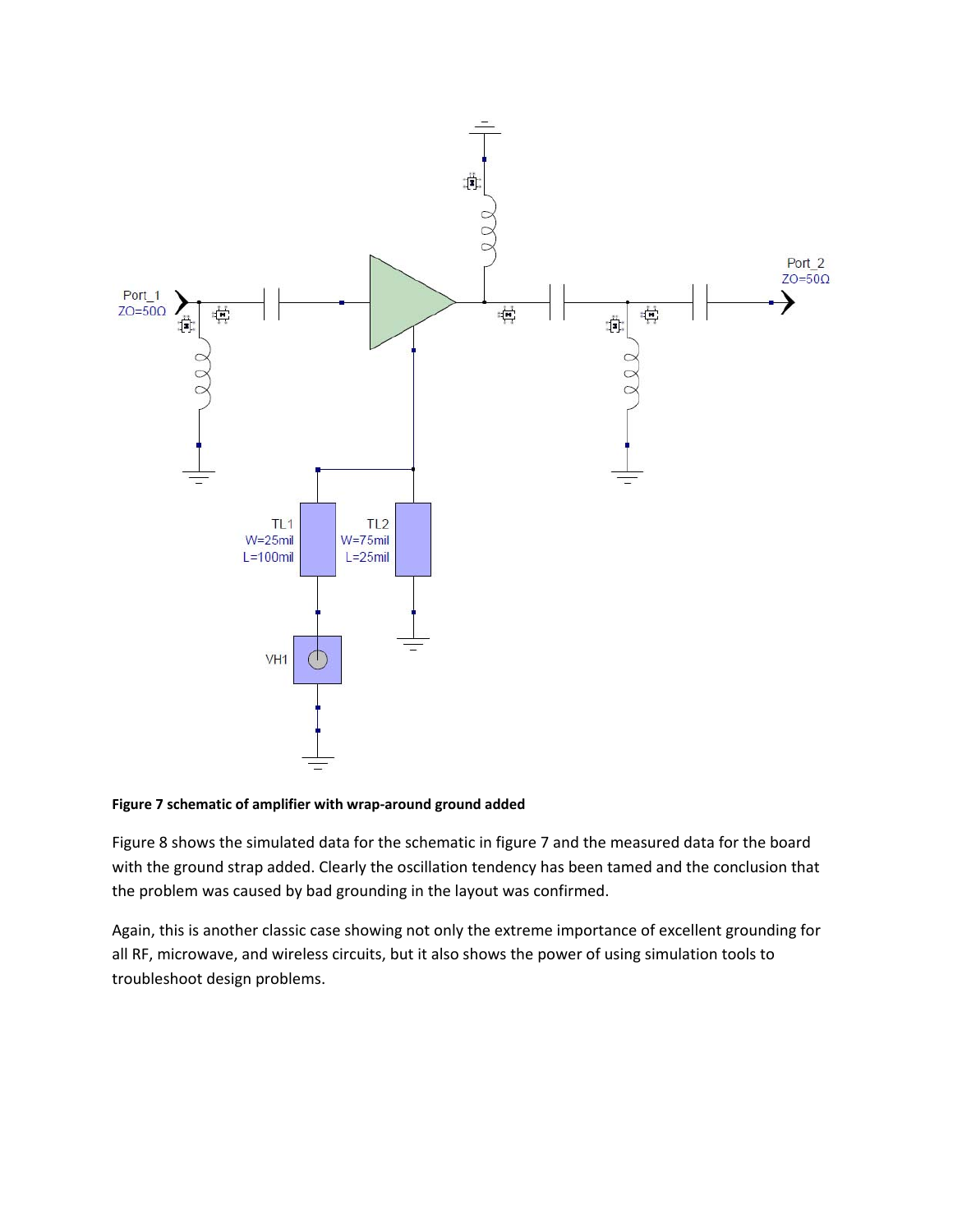**Figure 7 schematic of amplifier with wrap-around ground added**

Figure 8 shows the simulated data for the schematic in figure 7 and the measured data for the board with the ground strap added. Clearly the oscillation tendency has been tamed and the conclusion that the problem was caused by bad grounding in the layout was confirmed.

Again, this is another classic case showing not only the extreme importance of excellent grounding for all RF, microwave, and wireless circuits, but it also shows the power of using simulation tools to troubleshoot design problems.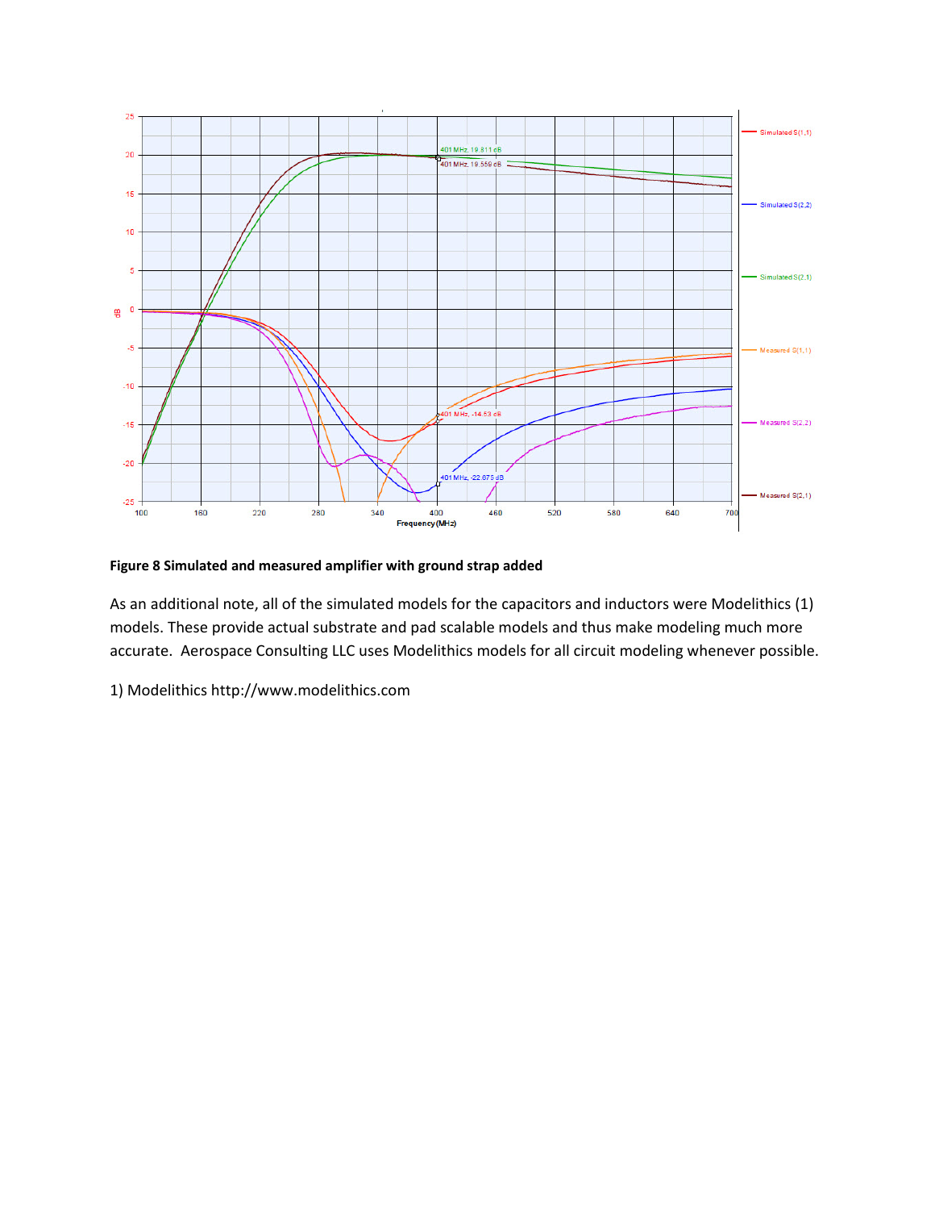25

20

15

10

5

dB 0

-5

-10

-15

-20

-25

100 160 220 280 340 400 460 520 580 640 700

Frequency (MHz)

401 MHz, 19.811 dB

401 MHz, 19.559 dB

401 MHz, -14.53 dB

401 MHz, -22.673 dB

Simulated S(1,1)

Simulated S(2,2)

Simulated S(2,1)

Measured S(1,1)

Measured S(2,2)

Measured S(2,1)

**Figure 8 Simulated and measured amplifier with ground strap added**

As an additional note, all of the simulated models for the capacitors and inductors were Modelithics (1) models. These provide actual substrate and pad scalable models and thus make modeling much more accurate. Aerospace Consulting LLC uses Modelithics models for all circuit modeling whenever possible.

1) Modelithics http://www.modelithics.com